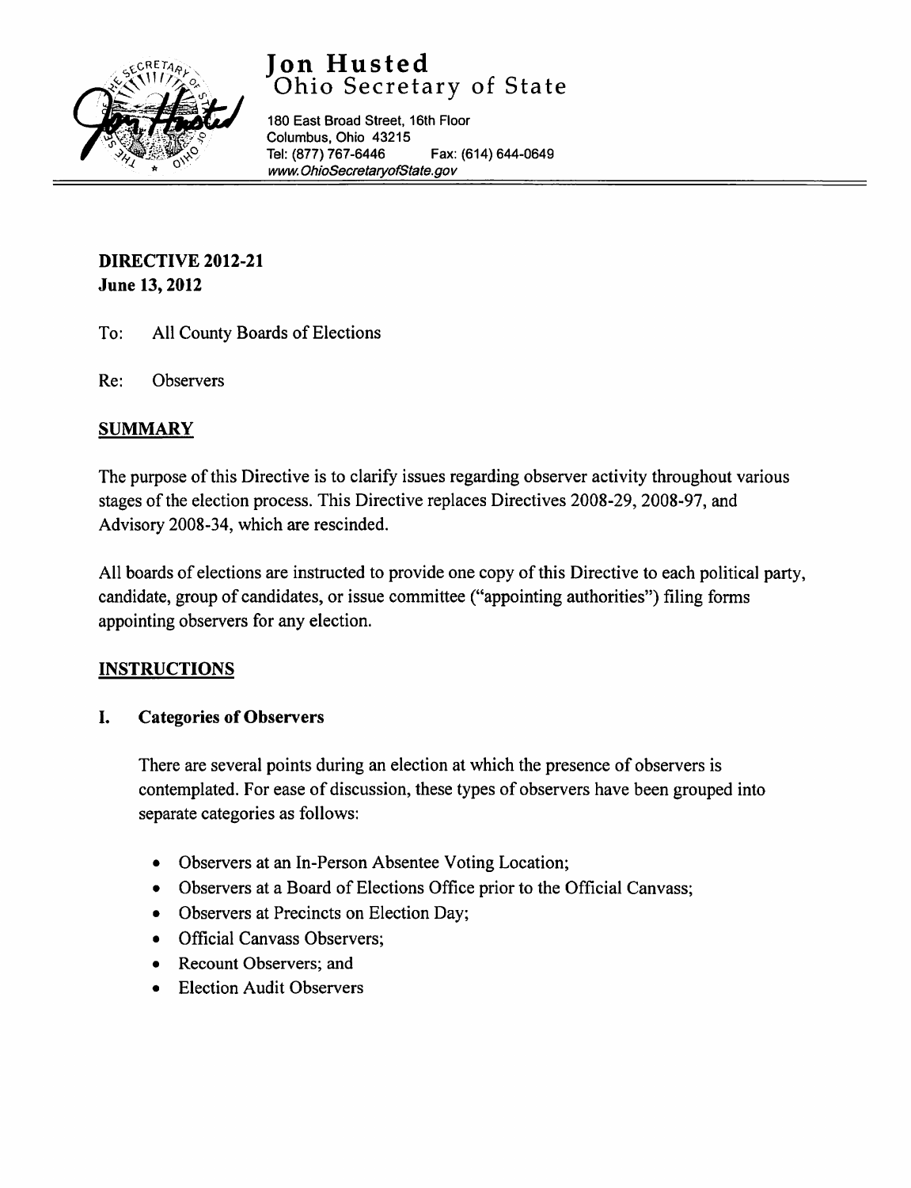# Jon Husted
## Ohio Secretary of State

180 East Broad Street, 16th Floor
Columbus, Ohio 43215
Tel: (877) 767-6446 Fax: (614) 644-0649
*www.OhioSecretaryofState.gov*

**DIRECTIVE 2012-21**
**June 13, 2012**

To: All County Boards of Elections

Re: Observers

## SUMMARY

The purpose of this Directive is to clarify issues regarding observer activity throughout various stages of the election process. This Directive replaces Directives 2008-29, 2008-97, and Advisory 2008-34, which are rescinded.

All boards of elections are instructed to provide one copy of this Directive to each political party, candidate, group of candidates, or issue committee ("appointing authorities") filing forms appointing observers for any election.

## INSTRUCTIONS

### I. Categories of Observers

There are several points during an election at which the presence of observers is contemplated. For ease of discussion, these types of observers have been grouped into separate categories as follows:

- Observers at an In-Person Absentee Voting Location;
- Observers at a Board of Elections Office prior to the Official Canvass;
- Observers at Precincts on Election Day;
- Official Canvass Observers;
- Recount Observers; and
- Election Audit Observers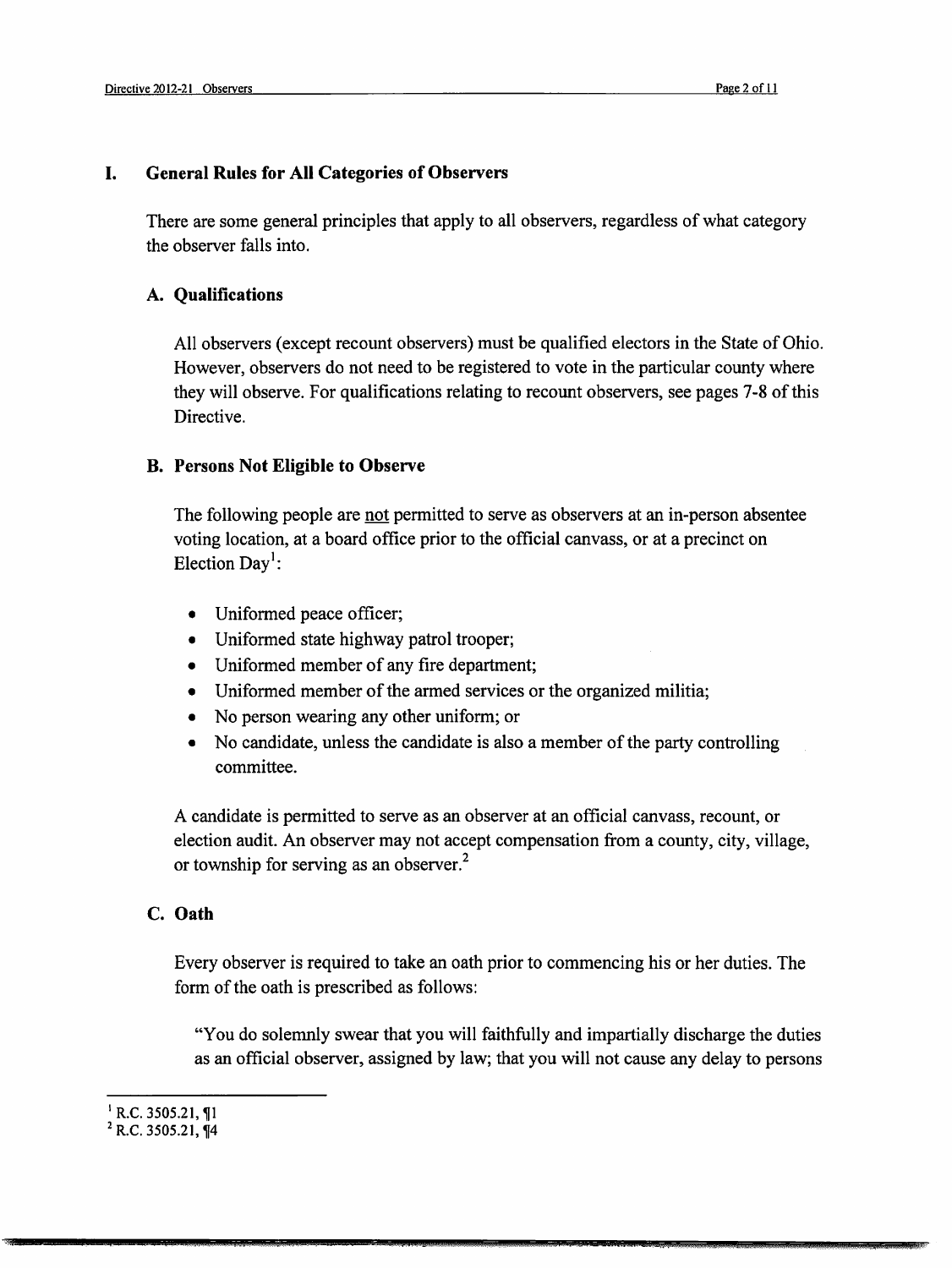## I. General Rules for All Categories of Observers

There are some general principles that apply to all observers, regardless of what category the observer falls into.

### A. Qualifications

All observers (except recount observers) must be qualified electors in the State of Ohio. However, observers do not need to be registered to vote in the particular county where they will observe. For qualifications relating to recount observers, see pages 7-8 of this Directive.

### B. Persons Not Eligible to Observe

The following people are <u>not</u> permitted to serve as observers at an in-person absentee voting location, at a board office prior to the official canvass, or at a precinct on Election Day[1]:

- Uniformed peace officer;
- Uniformed state highway patrol trooper;
- Uniformed member of any fire department;
- Uniformed member of the armed services or the organized militia;
- No person wearing any other uniform; or
- No candidate, unless the candidate is also a member of the party controlling committee.

A candidate is permitted to serve as an observer at an official canvass, recount, or election audit. An observer may not accept compensation from a county, city, village, or township for serving as an observer.[2]

### C. Oath

Every observer is required to take an oath prior to commencing his or her duties. The form of the oath is prescribed as follows:

"You do solemnly swear that you will faithfully and impartially discharge the duties as an official observer, assigned by law; that you will not cause any delay to persons

---

[1] R.C. 3505.21, ¶1
[2] R.C. 3505.21, ¶4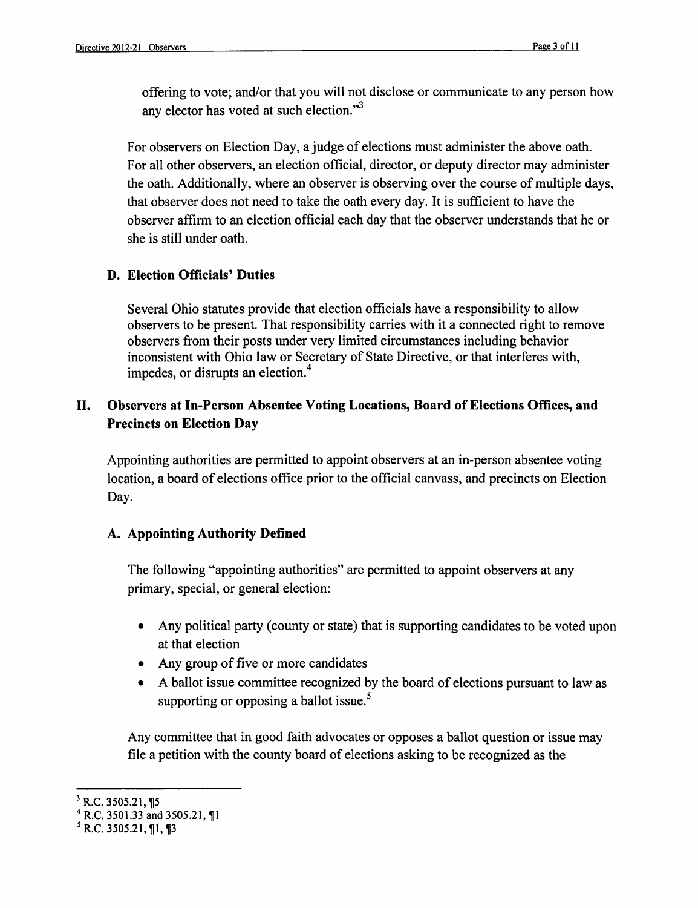offering to vote; and/or that you will not disclose or communicate to any person how any elector has voted at such election."[3]

For observers on Election Day, a judge of elections must administer the above oath. For all other observers, an election official, director, or deputy director may administer the oath. Additionally, where an observer is observing over the course of multiple days, that observer does not need to take the oath every day. It is sufficient to have the observer affirm to an election official each day that the observer understands that he or she is still under oath.

### D. Election Officials' Duties

Several Ohio statutes provide that election officials have a responsibility to allow observers to be present. That responsibility carries with it a connected right to remove observers from their posts under very limited circumstances including behavior inconsistent with Ohio law or Secretary of State Directive, or that interferes with, impedes, or disrupts an election.[4]

## II. Observers at In-Person Absentee Voting Locations, Board of Elections Offices, and Precincts on Election Day

Appointing authorities are permitted to appoint observers at an in-person absentee voting location, a board of elections office prior to the official canvass, and precincts on Election Day.

### A. Appointing Authority Defined

The following "appointing authorities" are permitted to appoint observers at any primary, special, or general election:

- Any political party (county or state) that is supporting candidates to be voted upon at that election
- Any group of five or more candidates
- A ballot issue committee recognized by the board of elections pursuant to law as supporting or opposing a ballot issue.[5]

Any committee that in good faith advocates or opposes a ballot question or issue may file a petition with the county board of elections asking to be recognized as the

---

[3] R.C. 3505.21, ¶5

[4] R.C. 3501.33 and 3505.21, ¶1

[5] R.C. 3505.21, ¶1, ¶3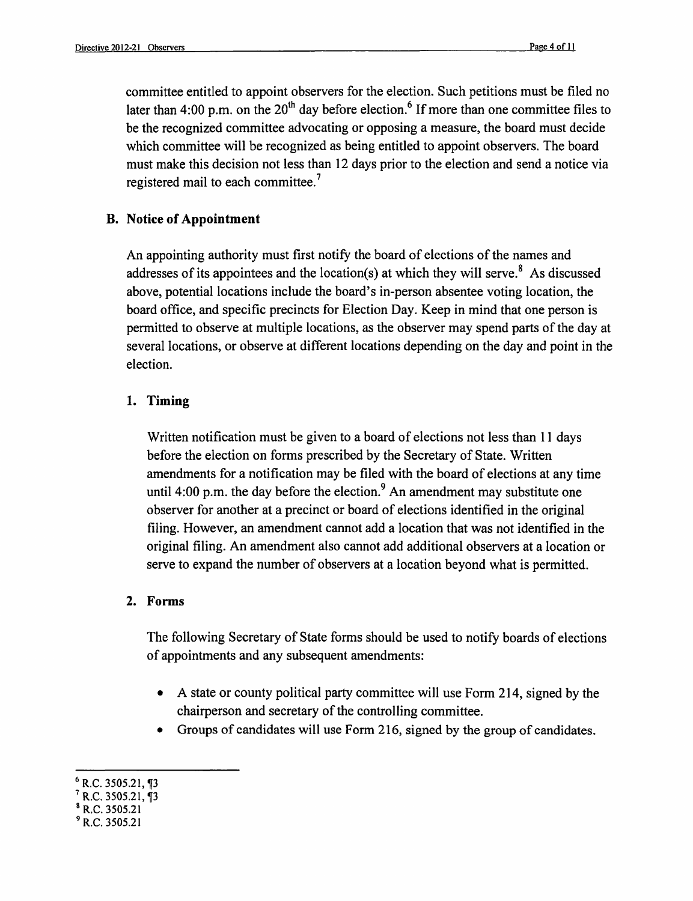committee entitled to appoint observers for the election. Such petitions must be filed no later than 4:00 p.m. on the 20th day before election.[6] If more than one committee files to be the recognized committee advocating or opposing a measure, the board must decide which committee will be recognized as being entitled to appoint observers. The board must make this decision not less than 12 days prior to the election and send a notice via registered mail to each committee.[7]

## B. Notice of Appointment

An appointing authority must first notify the board of elections of the names and addresses of its appointees and the location(s) at which they will serve.[8] As discussed above, potential locations include the board's in-person absentee voting location, the board office, and specific precincts for Election Day. Keep in mind that one person is permitted to observe at multiple locations, as the observer may spend parts of the day at several locations, or observe at different locations depending on the day and point in the election.

### 1. Timing

Written notification must be given to a board of elections not less than 11 days before the election on forms prescribed by the Secretary of State. Written amendments for a notification may be filed with the board of elections at any time until 4:00 p.m. the day before the election.[9] An amendment may substitute one observer for another at a precinct or board of elections identified in the original filing. However, an amendment cannot add a location that was not identified in the original filing. An amendment also cannot add additional observers at a location or serve to expand the number of observers at a location beyond what is permitted.

### 2. Forms

The following Secretary of State forms should be used to notify boards of elections of appointments and any subsequent amendments:

- A state or county political party committee will use Form 214, signed by the chairperson and secretary of the controlling committee.
- Groups of candidates will use Form 216, signed by the group of candidates.

---

[6] R.C. 3505.21, ¶3
[7] R.C. 3505.21, ¶3
[8] R.C. 3505.21
[9] R.C. 3505.21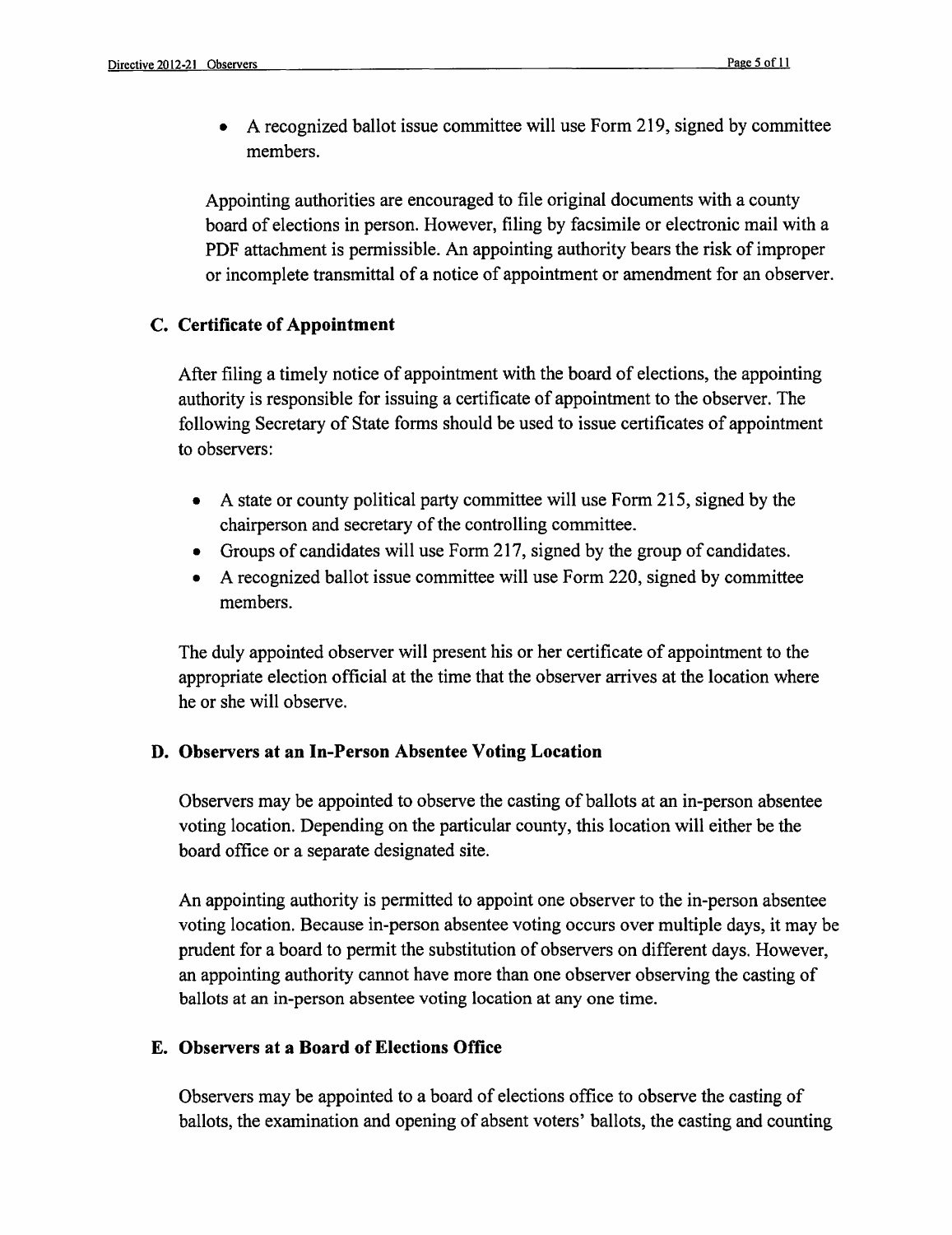- A recognized ballot issue committee will use Form 219, signed by committee members.

Appointing authorities are encouraged to file original documents with a county board of elections in person. However, filing by facsimile or electronic mail with a PDF attachment is permissible. An appointing authority bears the risk of improper or incomplete transmittal of a notice of appointment or amendment for an observer.

### C. Certificate of Appointment

After filing a timely notice of appointment with the board of elections, the appointing authority is responsible for issuing a certificate of appointment to the observer. The following Secretary of State forms should be used to issue certificates of appointment to observers:

- A state or county political party committee will use Form 215, signed by the chairperson and secretary of the controlling committee.
- Groups of candidates will use Form 217, signed by the group of candidates.
- A recognized ballot issue committee will use Form 220, signed by committee members.

The duly appointed observer will present his or her certificate of appointment to the appropriate election official at the time that the observer arrives at the location where he or she will observe.

### D. Observers at an In-Person Absentee Voting Location

Observers may be appointed to observe the casting of ballots at an in-person absentee voting location. Depending on the particular county, this location will either be the board office or a separate designated site.

An appointing authority is permitted to appoint one observer to the in-person absentee voting location. Because in-person absentee voting occurs over multiple days, it may be prudent for a board to permit the substitution of observers on different days. However, an appointing authority cannot have more than one observer observing the casting of ballots at an in-person absentee voting location at any one time.

### E. Observers at a Board of Elections Office

Observers may be appointed to a board of elections office to observe the casting of ballots, the examination and opening of absent voters' ballots, the casting and counting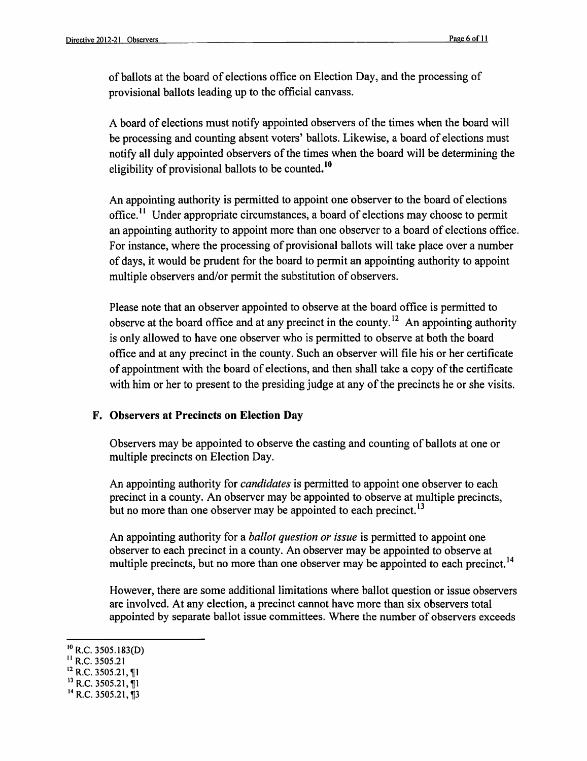of ballots at the board of elections office on Election Day, and the processing of provisional ballots leading up to the official canvass.

A board of elections must notify appointed observers of the times when the board will be processing and counting absent voters' ballots. Likewise, a board of elections must notify all duly appointed observers of the times when the board will be determining the eligibility of provisional ballots to be counted.[10]

An appointing authority is permitted to appoint one observer to the board of elections office.[11] Under appropriate circumstances, a board of elections may choose to permit an appointing authority to appoint more than one observer to a board of elections office. For instance, where the processing of provisional ballots will take place over a number of days, it would be prudent for the board to permit an appointing authority to appoint multiple observers and/or permit the substitution of observers.

Please note that an observer appointed to observe at the board office is permitted to observe at the board office and at any precinct in the county.[12] An appointing authority is only allowed to have one observer who is permitted to observe at both the board office and at any precinct in the county. Such an observer will file his or her certificate of appointment with the board of elections, and then shall take a copy of the certificate with him or her to present to the presiding judge at any of the precincts he or she visits.

### F. Observers at Precincts on Election Day

Observers may be appointed to observe the casting and counting of ballots at one or multiple precincts on Election Day.

An appointing authority for *candidates* is permitted to appoint one observer to each precinct in a county. An observer may be appointed to observe at multiple precincts, but no more than one observer may be appointed to each precinct.[13]

An appointing authority for a *ballot question or issue* is permitted to appoint one observer to each precinct in a county. An observer may be appointed to observe at multiple precincts, but no more than one observer may be appointed to each precinct.[14]

However, there are some additional limitations where ballot question or issue observers are involved. At any election, a precinct cannot have more than six observers total appointed by separate ballot issue committees. Where the number of observers exceeds

---

[10] R.C. 3505.183(D)
[11] R.C. 3505.21
[12] R.C. 3505.21, ¶1
[13] R.C. 3505.21, ¶1
[14] R.C. 3505.21, ¶3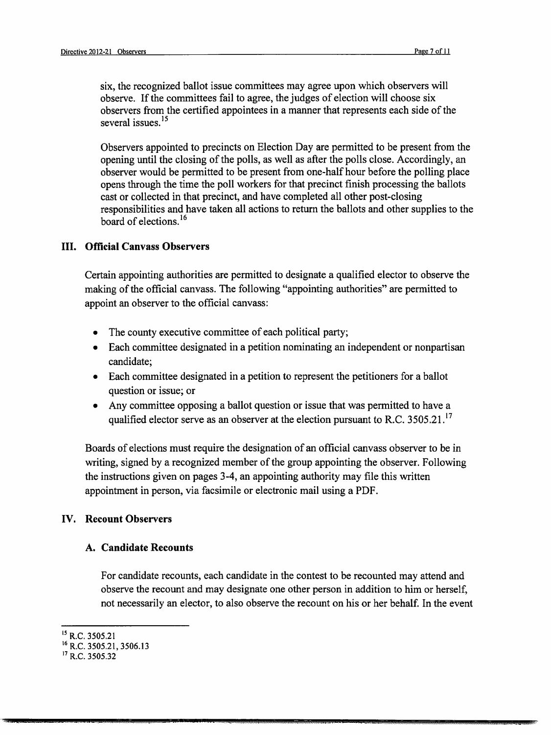six, the recognized ballot issue committees may agree upon which observers will observe. If the committees fail to agree, the judges of election will choose six observers from the certified appointees in a manner that represents each side of the several issues.[15]

Observers appointed to precincts on Election Day are permitted to be present from the opening until the closing of the polls, as well as after the polls close. Accordingly, an observer would be permitted to be present from one-half hour before the polling place opens through the time the poll workers for that precinct finish processing the ballots cast or collected in that precinct, and have completed all other post-closing responsibilities and have taken all actions to return the ballots and other supplies to the board of elections.[16]

## III. Official Canvass Observers

Certain appointing authorities are permitted to designate a qualified elector to observe the making of the official canvass. The following "appointing authorities" are permitted to appoint an observer to the official canvass:

- The county executive committee of each political party;
- Each committee designated in a petition nominating an independent or nonpartisan candidate;
- Each committee designated in a petition to represent the petitioners for a ballot question or issue; or
- Any committee opposing a ballot question or issue that was permitted to have a qualified elector serve as an observer at the election pursuant to R.C. 3505.21.[17]

Boards of elections must require the designation of an official canvass observer to be in writing, signed by a recognized member of the group appointing the observer. Following the instructions given on pages 3-4, an appointing authority may file this written appointment in person, via facsimile or electronic mail using a PDF.

## IV. Recount Observers

### A. Candidate Recounts

For candidate recounts, each candidate in the contest to be recounted may attend and observe the recount and may designate one other person in addition to him or herself, not necessarily an elector, to also observe the recount on his or her behalf. In the event

---

[15] R.C. 3505.21

[16] R.C. 3505.21, 3506.13

[17] R.C. 3505.32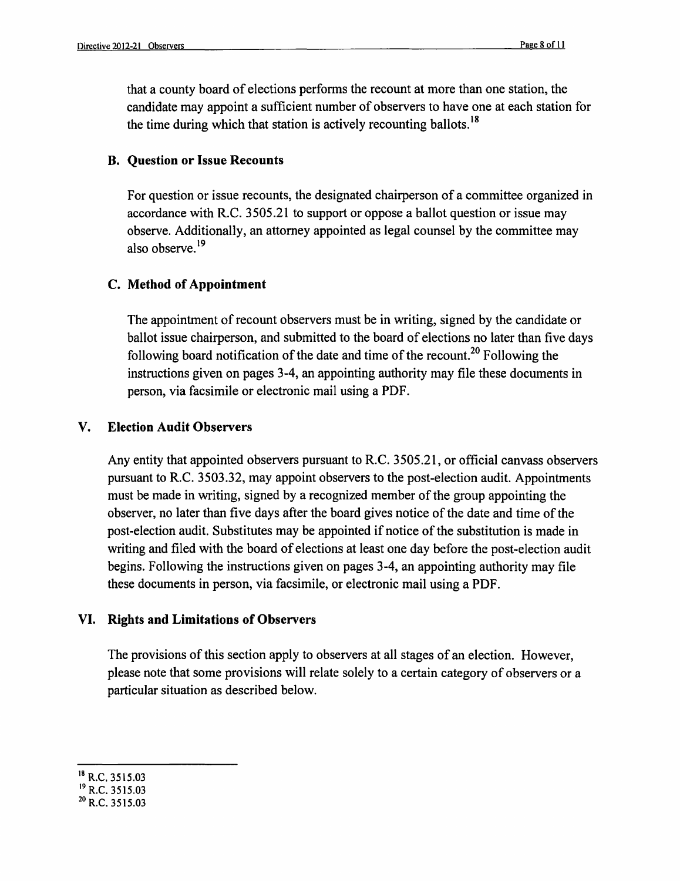that a county board of elections performs the recount at more than one station, the candidate may appoint a sufficient number of observers to have one at each station for the time during which that station is actively recounting ballots.[18]

### B. Question or Issue Recounts

For question or issue recounts, the designated chairperson of a committee organized in accordance with R.C. 3505.21 to support or oppose a ballot question or issue may observe. Additionally, an attorney appointed as legal counsel by the committee may also observe.[19]

### C. Method of Appointment

The appointment of recount observers must be in writing, signed by the candidate or ballot issue chairperson, and submitted to the board of elections no later than five days following board notification of the date and time of the recount.[20] Following the instructions given on pages 3-4, an appointing authority may file these documents in person, via facsimile or electronic mail using a PDF.

## V. Election Audit Observers

Any entity that appointed observers pursuant to R.C. 3505.21, or official canvass observers pursuant to R.C. 3503.32, may appoint observers to the post-election audit. Appointments must be made in writing, signed by a recognized member of the group appointing the observer, no later than five days after the board gives notice of the date and time of the post-election audit. Substitutes may be appointed if notice of the substitution is made in writing and filed with the board of elections at least one day before the post-election audit begins. Following the instructions given on pages 3-4, an appointing authority may file these documents in person, via facsimile, or electronic mail using a PDF.

## VI. Rights and Limitations of Observers

The provisions of this section apply to observers at all stages of an election. However, please note that some provisions will relate solely to a certain category of observers or a particular situation as described below.

---

[18] R.C. 3515.03
[19] R.C. 3515.03
[20] R.C. 3515.03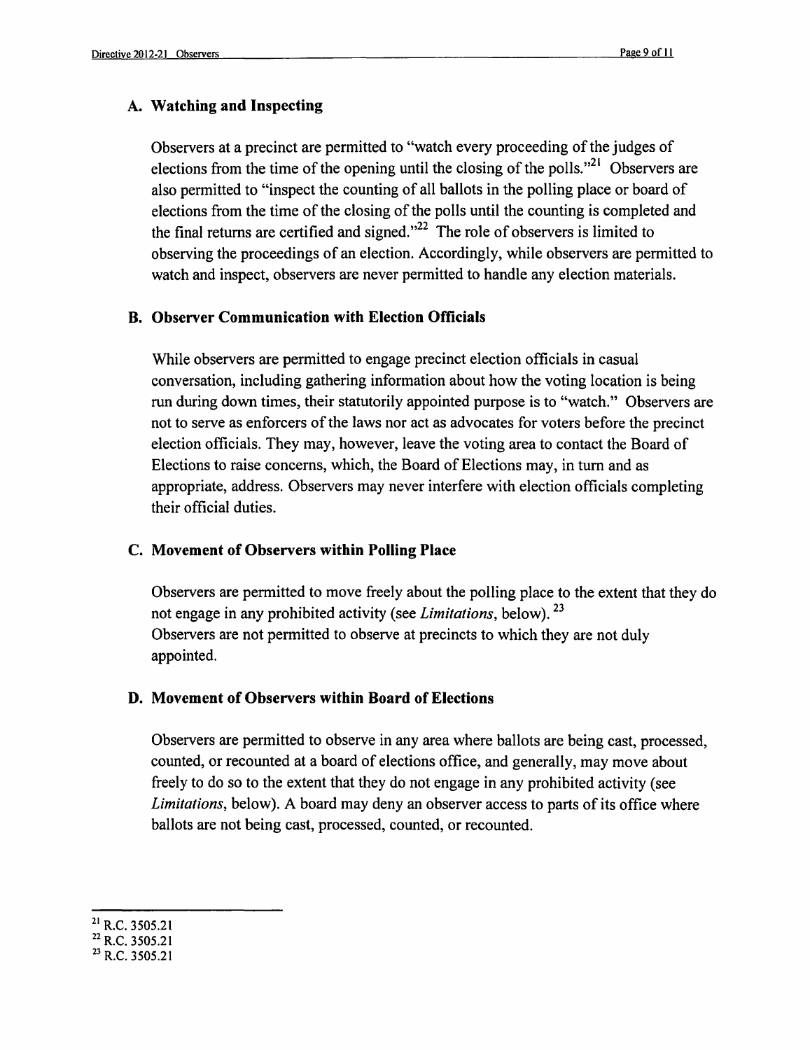### A. Watching and Inspecting

Observers at a precinct are permitted to "watch every proceeding of the judges of elections from the time of the opening until the closing of the polls."[21] Observers are also permitted to "inspect the counting of all ballots in the polling place or board of elections from the time of the closing of the polls until the counting is completed and the final returns are certified and signed."[22] The role of observers is limited to observing the proceedings of an election. Accordingly, while observers are permitted to watch and inspect, observers are never permitted to handle any election materials.

### B. Observer Communication with Election Officials

While observers are permitted to engage precinct election officials in casual conversation, including gathering information about how the voting location is being run during down times, their statutorily appointed purpose is to "watch." Observers are not to serve as enforcers of the laws nor act as advocates for voters before the precinct election officials. They may, however, leave the voting area to contact the Board of Elections to raise concerns, which, the Board of Elections may, in turn and as appropriate, address. Observers may never interfere with election officials completing their official duties.

### C. Movement of Observers within Polling Place

Observers are permitted to move freely about the polling place to the extent that they do not engage in any prohibited activity (see *Limitations*, below).[23]
Observers are not permitted to observe at precincts to which they are not duly appointed.

### D. Movement of Observers within Board of Elections

Observers are permitted to observe in any area where ballots are being cast, processed, counted, or recounted at a board of elections office, and generally, may move about freely to do so to the extent that they do not engage in any prohibited activity (see *Limitations*, below). A board may deny an observer access to parts of its office where ballots are not being cast, processed, counted, or recounted.

---

[21] R.C. 3505.21
[22] R.C. 3505.21
[23] R.C. 3505.21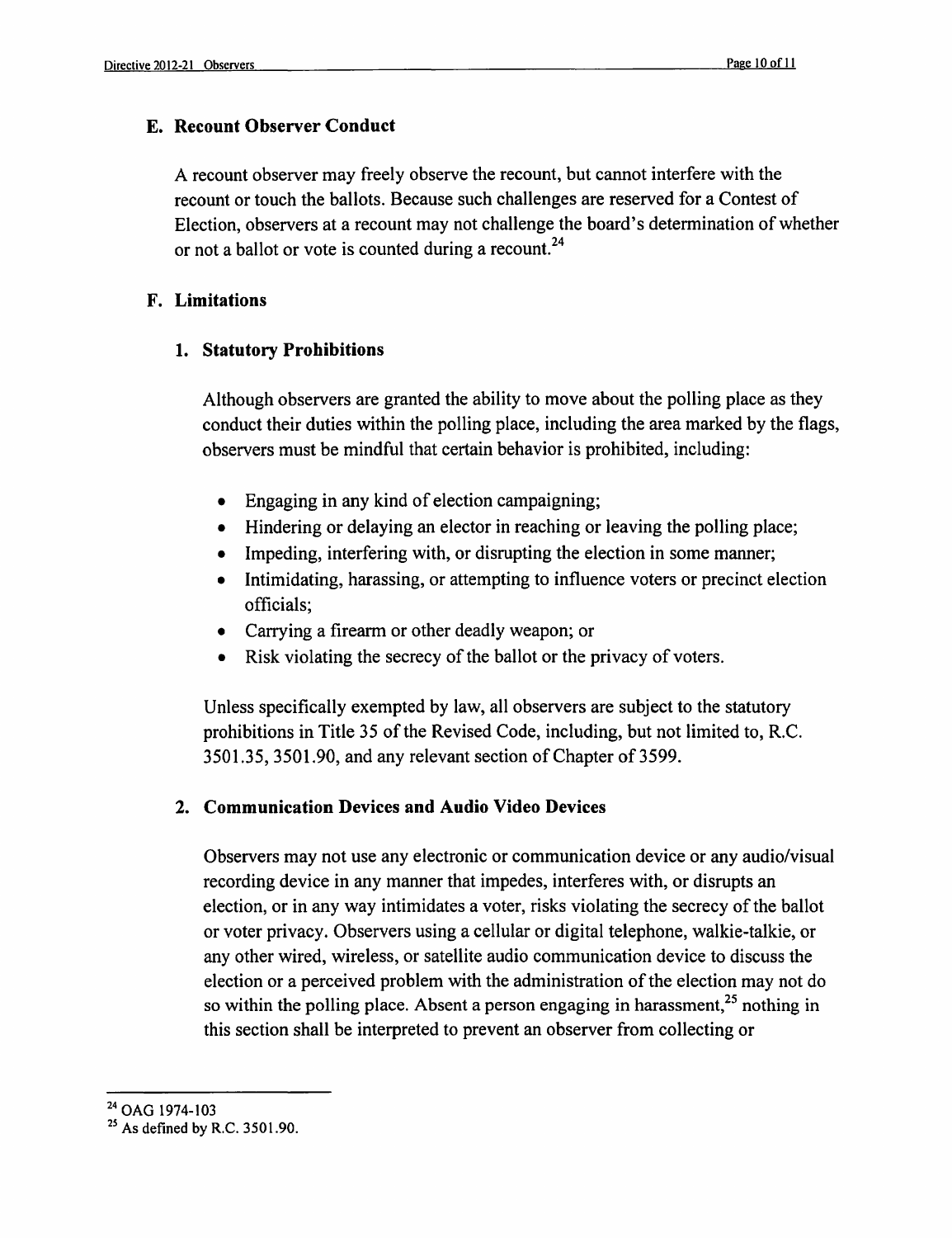### E. Recount Observer Conduct

A recount observer may freely observe the recount, but cannot interfere with the recount or touch the ballots. Because such challenges are reserved for a Contest of Election, observers at a recount may not challenge the board's determination of whether or not a ballot or vote is counted during a recount.[24]

### F. Limitations

#### 1. Statutory Prohibitions

Although observers are granted the ability to move about the polling place as they conduct their duties within the polling place, including the area marked by the flags, observers must be mindful that certain behavior is prohibited, including:

- Engaging in any kind of election campaigning;
- Hindering or delaying an elector in reaching or leaving the polling place;
- Impeding, interfering with, or disrupting the election in some manner;
- Intimidating, harassing, or attempting to influence voters or precinct election officials;
- Carrying a firearm or other deadly weapon; or
- Risk violating the secrecy of the ballot or the privacy of voters.

Unless specifically exempted by law, all observers are subject to the statutory prohibitions in Title 35 of the Revised Code, including, but not limited to, R.C. 3501.35, 3501.90, and any relevant section of Chapter of 3599.

#### 2. Communication Devices and Audio Video Devices

Observers may not use any electronic or communication device or any audio/visual recording device in any manner that impedes, interferes with, or disrupts an election, or in any way intimidates a voter, risks violating the secrecy of the ballot or voter privacy. Observers using a cellular or digital telephone, walkie-talkie, or any other wired, wireless, or satellite audio communication device to discuss the election or a perceived problem with the administration of the election may not do so within the polling place. Absent a person engaging in harassment,[25] nothing in this section shall be interpreted to prevent an observer from collecting or

---

[24] OAG 1974-103

[25] As defined by R.C. 3501.90.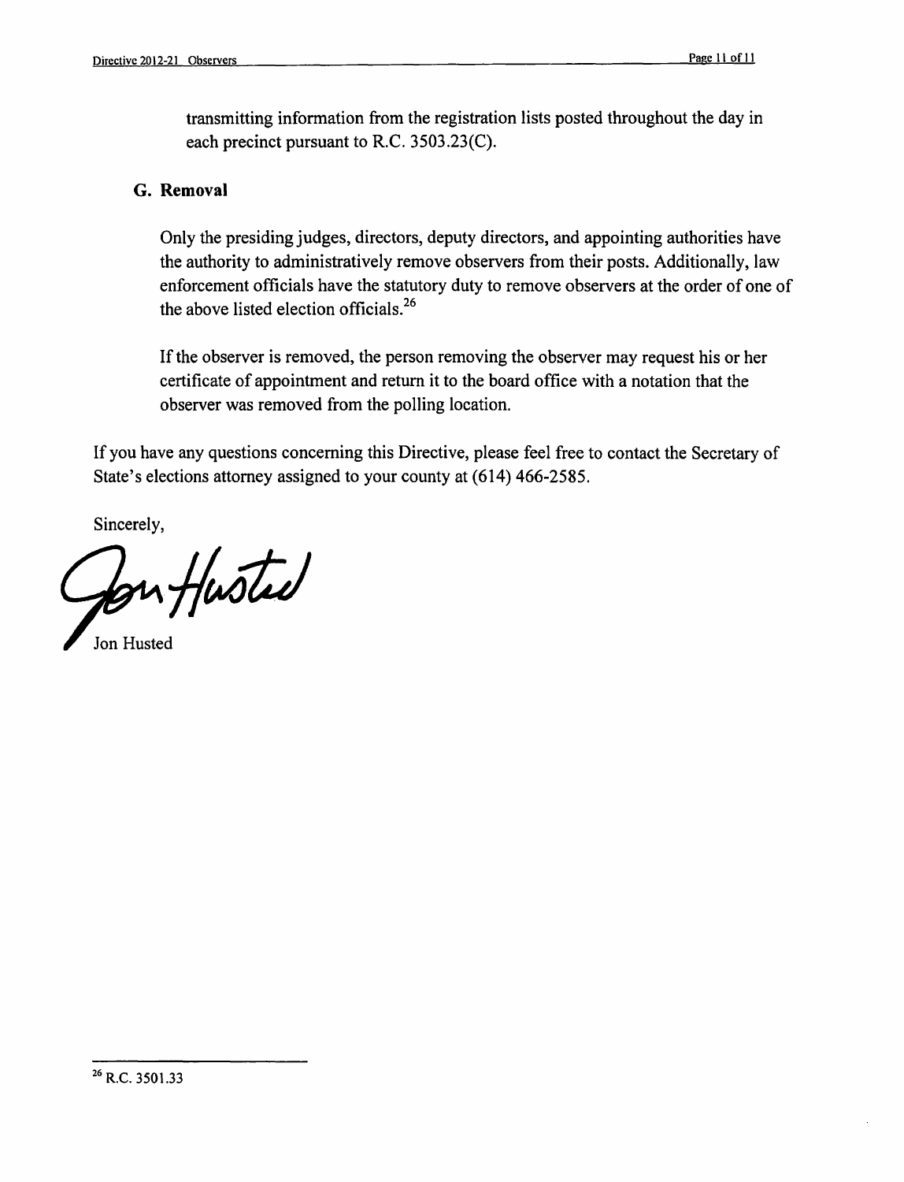transmitting information from the registration lists posted throughout the day in each precinct pursuant to R.C. 3503.23(C).

### G. Removal

Only the presiding judges, directors, deputy directors, and appointing authorities have the authority to administratively remove observers from their posts. Additionally, law enforcement officials have the statutory duty to remove observers at the order of one of the above listed election officials.[26]

If the observer is removed, the person removing the observer may request his or her certificate of appointment and return it to the board office with a notation that the observer was removed from the polling location.

If you have any questions concerning this Directive, please feel free to contact the Secretary of State's elections attorney assigned to your county at (614) 466-2585.

Sincerely,

Jon Husted

---

[26] R.C. 3501.33